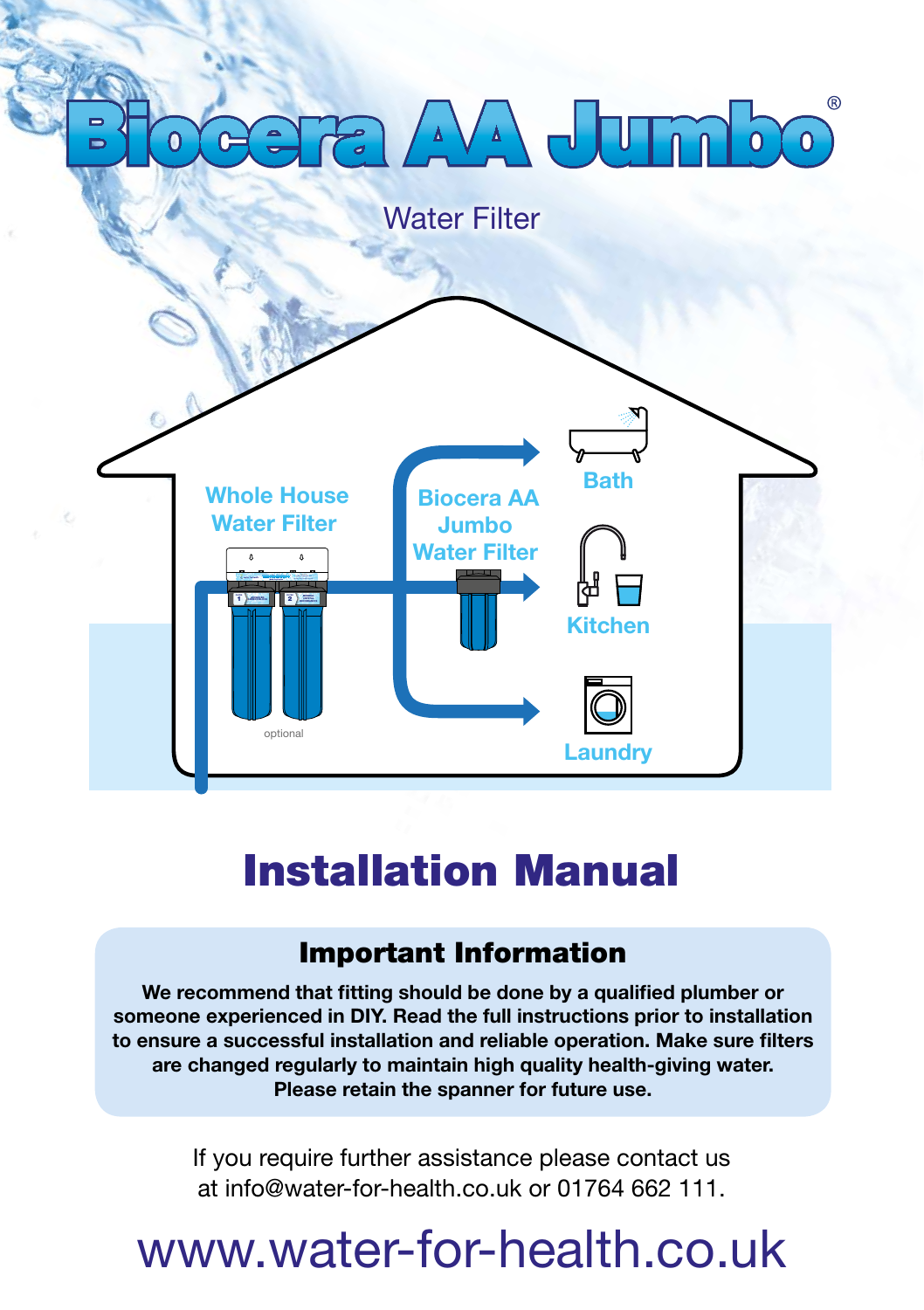# Biocera AA Jumbo®

Water Filter

Whole House Water Filter

optional

Biocera AA Jumbo Water Filter

Bath

Kitchen

Laundry

# Installation Manual

## Important Information

**We recommend that fitting should be done by a qualified plumber or someone experienced in DIY. Read the full instructions prior to installation to ensure a successful installation and reliable operation. Make sure filters are changed regularly to maintain high quality health-giving water. Please retain the spanner for future use.**

If you require further assistance please contact us at info@water-for-health.co.uk or 01764 662 111.

www.water-for-health.co.uk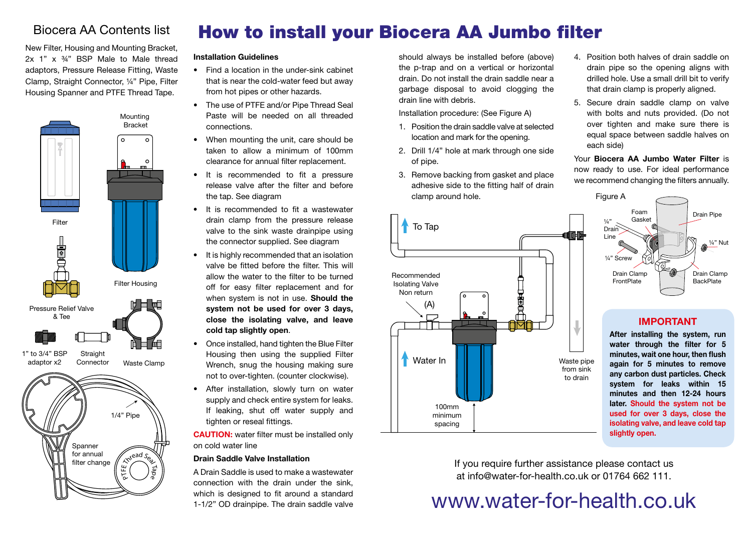## Biocera AA Contents list

New Filter, Housing and Mounting Bracket, 2x 1" x ¾" BSP Male to Male thread adaptors, Pressure Release Fitting, Waste Clamp, Straight Connector, ¼" Pipe, Filter Housing Spanner and PTFE Thread Tape.

Mounting Bracket

Filter

Filter Housing

Pressure Relief Valve & Tee

1" to 3/4" BSP adaptor x2

Straight Connector

Waste Clamp

1/4" Pipe

Spanner for annual filter change

PTFE Thread Seal Tape

# How to install your Biocera AA Jumbo filter

**Installation Guidelines**

- Find a location in the under-sink cabinet that is near the cold-water feed but away from hot pipes or other hazards.
- The use of PTFE and/or Pipe Thread Seal Paste will be needed on all threaded connections.
- When mounting the unit, care should be taken to allow a minimum of 100mm clearance for annual filter replacement.
- It is recommended to fit a pressure release valve after the filter and before the tap. See diagram
- It is recommended to fit a wastewater drain clamp from the pressure release valve to the sink waste drainpipe using the connector supplied. See diagram
- It is highly recommended that an isolation valve be fitted before the filter. This will allow the water to the filter to be turned off for easy filter replacement and for when system is not in use. **Should the system not be used for over 3 days, close the isolating valve, and leave cold tap slightly open**.
- Once installed, hand tighten the Blue Filter Housing then using the supplied Filter Wrench, snug the housing making sure not to over-tighten. (counter clockwise).
- After installation, slowly turn on water supply and check entire system for leaks. If leaking, shut off water supply and tighten or reseal fittings.

**CAUTION:** water filter must be installed only on cold water line

**Drain Saddle Valve Installation**

A Drain Saddle is used to make a wastewater connection with the drain under the sink, which is designed to fit around a standard 1-1/2" OD drainpipe. The drain saddle valve should always be installed before (above) the p-trap and on a vertical or horizontal drain. Do not install the drain saddle near a garbage disposal to avoid clogging the drain line with debris.

Installation procedure: (See Figure A)

1. Position the drain saddle valve at selected location and mark for the opening.
2. Drill 1/4" hole at mark through one side of pipe.
3. Remove backing from gasket and place adhesive side to the fitting half of drain clamp around hole.
4. Position both halves of drain saddle on drain pipe so the opening aligns with drilled hole. Use a small drill bit to verify that drain clamp is properly aligned.
5. Secure drain saddle clamp on valve with bolts and nuts provided. (Do not over tighten and make sure there is equal space between saddle halves on each side)

Your **Biocera AA Jumbo Water Filter** is now ready to use. For ideal performance we recommend changing the filters annually.

To Tap

Recommended Isolating Valve Non return (A)

Water In

100mm minimum spacing

Waste pipe from sink to drain

Figure A

Foam Gasket, ¼" Drain Line, Drain Pipe, ¼" Nut, ¼" Screw, Drain Clamp FrontPlate, Drain Clamp BackPlate

### IMPORTANT

**After installing the system, run water through the filter for 5 minutes, wait one hour, then flush again for 5 minutes to remove any carbon dust particles. Check system for leaks within 15 minutes and then 12-24 hours later. Should the system not be used for over 3 days, close the isolating valve, and leave cold tap slightly open.**

If you require further assistance please contact us at info@water-for-health.co.uk or 01764 662 111.

www.water-for-health.co.uk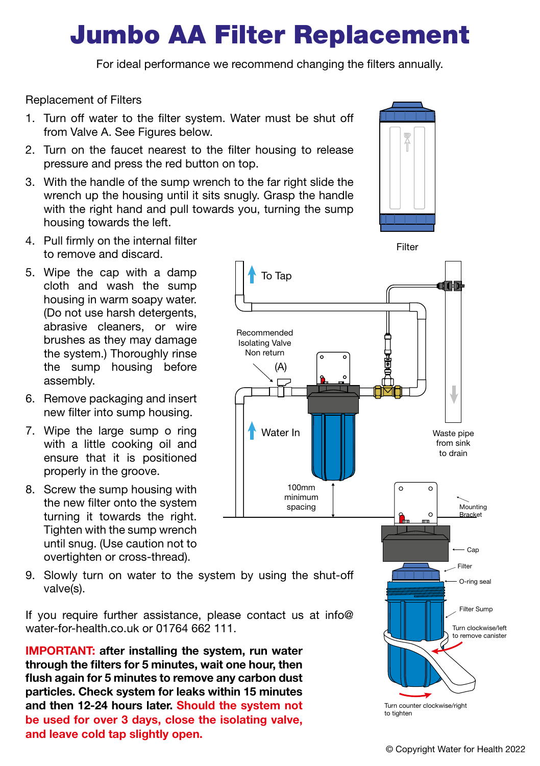# Jumbo AA Filter Replacement

For ideal performance we recommend changing the filters annually.

Replacement of Filters

1. Turn off water to the filter system. Water must be shut off from Valve A. See Figures below.
2. Turn on the faucet nearest to the filter housing to release pressure and press the red button on top.
3. With the handle of the sump wrench to the far right slide the wrench up the housing until it sits snugly. Grasp the handle with the right hand and pull towards you, turning the sump housing towards the left.
4. Pull firmly on the internal filter to remove and discard.
5. Wipe the cap with a damp cloth and wash the sump housing in warm soapy water. (Do not use harsh detergents, abrasive cleaners, or wire brushes as they may damage the system.) Thoroughly rinse the sump housing before assembly.
6. Remove packaging and insert new filter into sump housing.
7. Wipe the large sump o ring with a little cooking oil and ensure that it is positioned properly in the groove.
8. Screw the sump housing with the new filter onto the system turning it towards the right. Tighten with the sump wrench until snug. (Use caution not to overtighten or cross-thread).
9. Slowly turn on water to the system by using the shut-off valve(s).

If you require further assistance, please contact us at info@water-for-health.co.uk or 01764 662 111.

**IMPORTANT: after installing the system, run water through the filters for 5 minutes, wait one hour, then flush again for 5 minutes to remove any carbon dust particles. Check system for leaks within 15 minutes and then 12-24 hours later. Should the system not be used for over 3 days, close the isolating valve, and leave cold tap slightly open.**

Filter

To Tap

Recommended Isolating Valve Non return

(A)

Water In

100mm minimum spacing

Waste pipe from sink to drain

Mounting Bracket

Cap

Filter

O-ring seal

Filter Sump

Turn clockwise/left to remove canister

Turn counter clockwise/right to tighten

© Copyright Water for Health 2022